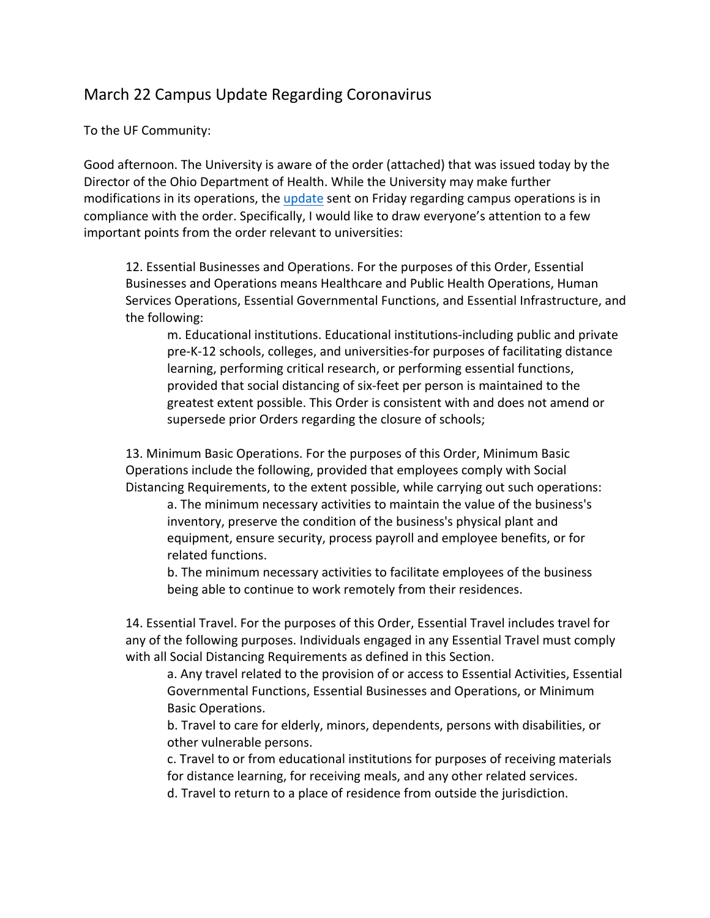## March 22 Campus Update Regarding Coronavirus

To the UF Community:

Good afternoon. The University is aware of the order (attached) that was issued today by the Director of the Ohio Department of Health. While the University may make further modifications in its operations, the update sent on Friday regarding campus operations is in compliance with the order. Specifically, I would like to draw everyone's attention to a few important points from the order relevant to universities:

> 12. Essential Businesses and Operations. For the purposes of this Order, Essential Businesses and Operations means Healthcare and Public Health Operations, Human Services Operations, Essential Governmental Functions, and Essential Infrastructure, and the following:
>
> > m. Educational institutions. Educational institutions-including public and private pre-K-12 schools, colleges, and universities-for purposes of facilitating distance learning, performing critical research, or performing essential functions, provided that social distancing of six-feet per person is maintained to the greatest extent possible. This Order is consistent with and does not amend or supersede prior Orders regarding the closure of schools;
>
> 13. Minimum Basic Operations. For the purposes of this Order, Minimum Basic Operations include the following, provided that employees comply with Social Distancing Requirements, to the extent possible, while carrying out such operations:
>
> > a. The minimum necessary activities to maintain the value of the business's inventory, preserve the condition of the business's physical plant and equipment, ensure security, process payroll and employee benefits, or for related functions.
> >
> > b. The minimum necessary activities to facilitate employees of the business being able to continue to work remotely from their residences.
>
> 14. Essential Travel. For the purposes of this Order, Essential Travel includes travel for any of the following purposes. Individuals engaged in any Essential Travel must comply with all Social Distancing Requirements as defined in this Section.
>
> > a. Any travel related to the provision of or access to Essential Activities, Essential Governmental Functions, Essential Businesses and Operations, or Minimum Basic Operations.
> >
> > b. Travel to care for elderly, minors, dependents, persons with disabilities, or other vulnerable persons.
> >
> > c. Travel to or from educational institutions for purposes of receiving materials for distance learning, for receiving meals, and any other related services.
> >
> > d. Travel to return to a place of residence from outside the jurisdiction.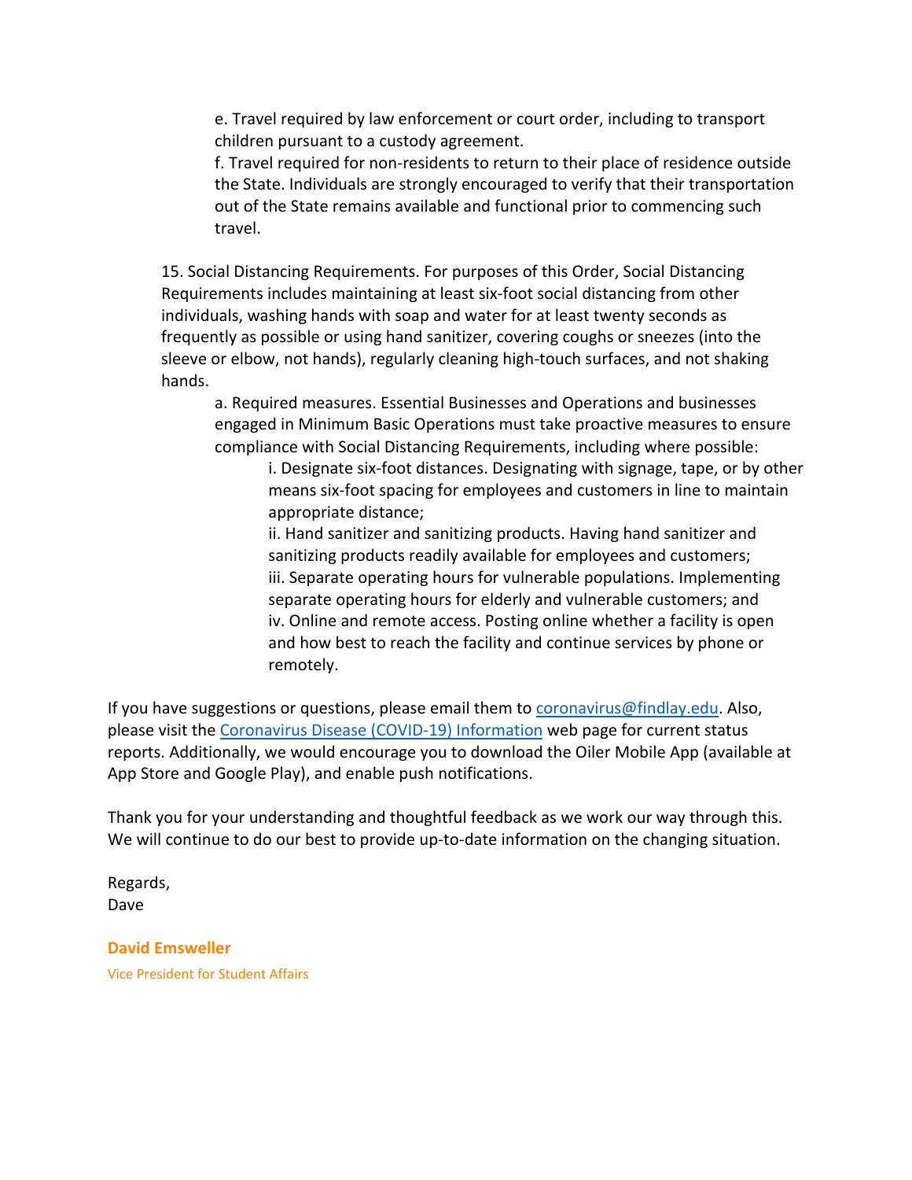e. Travel required by law enforcement or court order, including to transport children pursuant to a custody agreement.

f. Travel required for non-residents to return to their place of residence outside the State. Individuals are strongly encouraged to verify that their transportation out of the State remains available and functional prior to commencing such travel.

15. Social Distancing Requirements. For purposes of this Order, Social Distancing Requirements includes maintaining at least six-foot social distancing from other individuals, washing hands with soap and water for at least twenty seconds as frequently as possible or using hand sanitizer, covering coughs or sneezes (into the sleeve or elbow, not hands), regularly cleaning high-touch surfaces, and not shaking hands.

a. Required measures. Essential Businesses and Operations and businesses engaged in Minimum Basic Operations must take proactive measures to ensure compliance with Social Distancing Requirements, including where possible:

i. Designate six-foot distances. Designating with signage, tape, or by other means six-foot spacing for employees and customers in line to maintain appropriate distance;

ii. Hand sanitizer and sanitizing products. Having hand sanitizer and sanitizing products readily available for employees and customers;

iii. Separate operating hours for vulnerable populations. Implementing separate operating hours for elderly and vulnerable customers; and

iv. Online and remote access. Posting online whether a facility is open and how best to reach the facility and continue services by phone or remotely.

If you have suggestions or questions, please email them to coronavirus@findlay.edu. Also, please visit the Coronavirus Disease (COVID-19) Information web page for current status reports. Additionally, we would encourage you to download the Oiler Mobile App (available at App Store and Google Play), and enable push notifications.

Thank you for your understanding and thoughtful feedback as we work our way through this. We will continue to do our best to provide up-to-date information on the changing situation.

Regards,
Dave

**David Emsweller**
Vice President for Student Affairs